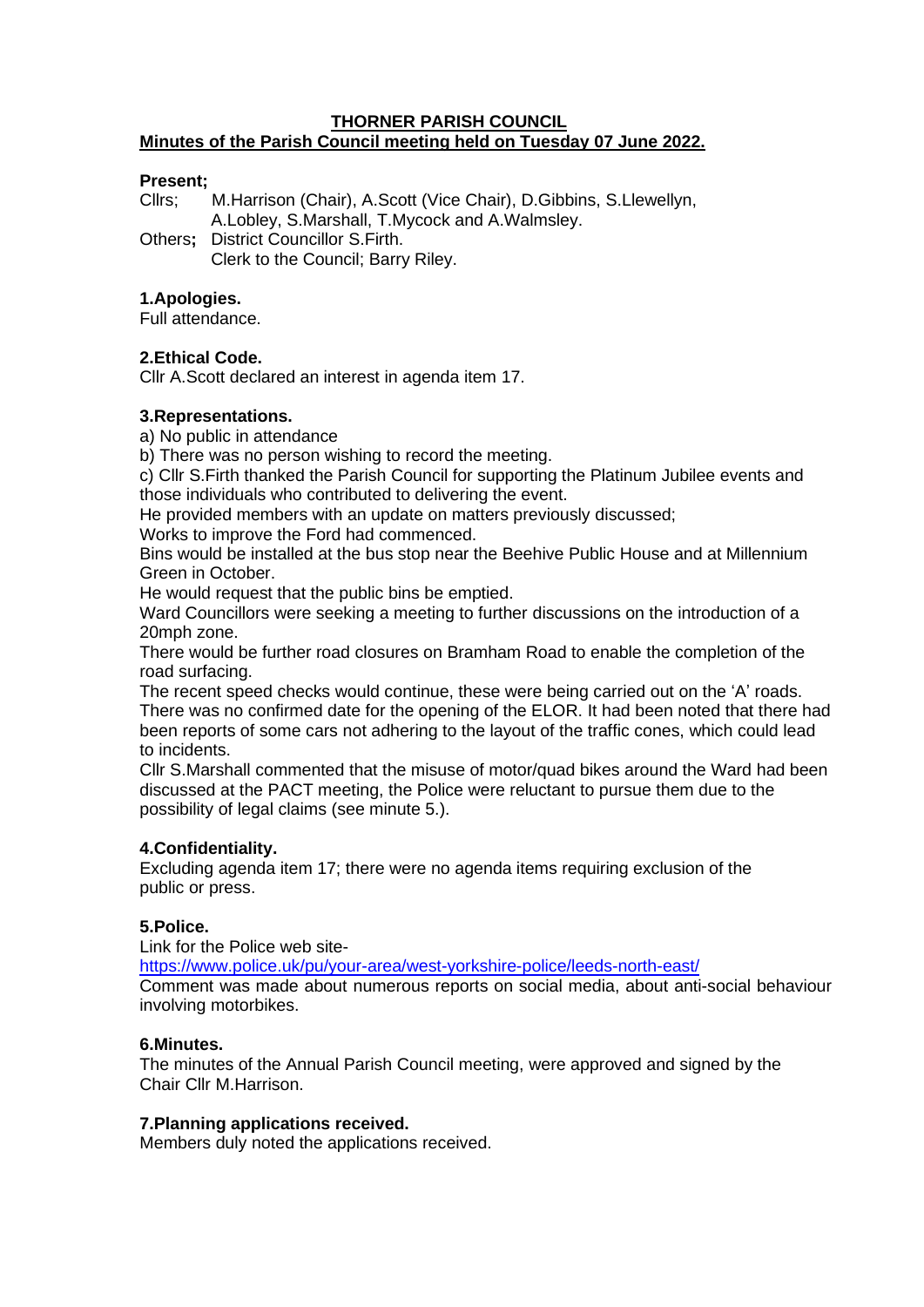# THORNER PARISH COUNCIL

## Minutes of the Parish Council meeting held on Tuesday 07 June 2022.

**Present;**

Cllrs; M.Harrison (Chair), A.Scott (Vice Chair), D.Gibbins, S.Llewellyn, A.Lobley, S.Marshall, T.Mycock and A.Walmsley.

Others**;** District Councillor S.Firth.
Clerk to the Council; Barry Riley.

**1.Apologies.**

Full attendance.

**2.Ethical Code.**

Cllr A.Scott declared an interest in agenda item 17.

**3.Representations.**

a) No public in attendance

b) There was no person wishing to record the meeting.

c) Cllr S.Firth thanked the Parish Council for supporting the Platinum Jubilee events and those individuals who contributed to delivering the event.

He provided members with an update on matters previously discussed;

Works to improve the Ford had commenced.

Bins would be installed at the bus stop near the Beehive Public House and at Millennium Green in October.

He would request that the public bins be emptied.

Ward Councillors were seeking a meeting to further discussions on the introduction of a 20mph zone.

There would be further road closures on Bramham Road to enable the completion of the road surfacing.

The recent speed checks would continue, these were being carried out on the 'A' roads.

There was no confirmed date for the opening of the ELOR. It had been noted that there had been reports of some cars not adhering to the layout of the traffic cones, which could lead to incidents.

Cllr S.Marshall commented that the misuse of motor/quad bikes around the Ward had been discussed at the PACT meeting, the Police were reluctant to pursue them due to the possibility of legal claims (see minute 5.).

**4.Confidentiality.**

Excluding agenda item 17; there were no agenda items requiring exclusion of the public or press.

**5.Police.**

Link for the Police web site-
https://www.police.uk/pu/your-area/west-yorkshire-police/leeds-north-east/

Comment was made about numerous reports on social media, about anti-social behaviour involving motorbikes.

**6.Minutes.**

The minutes of the Annual Parish Council meeting, were approved and signed by the Chair Cllr M.Harrison.

**7.Planning applications received.**

Members duly noted the applications received.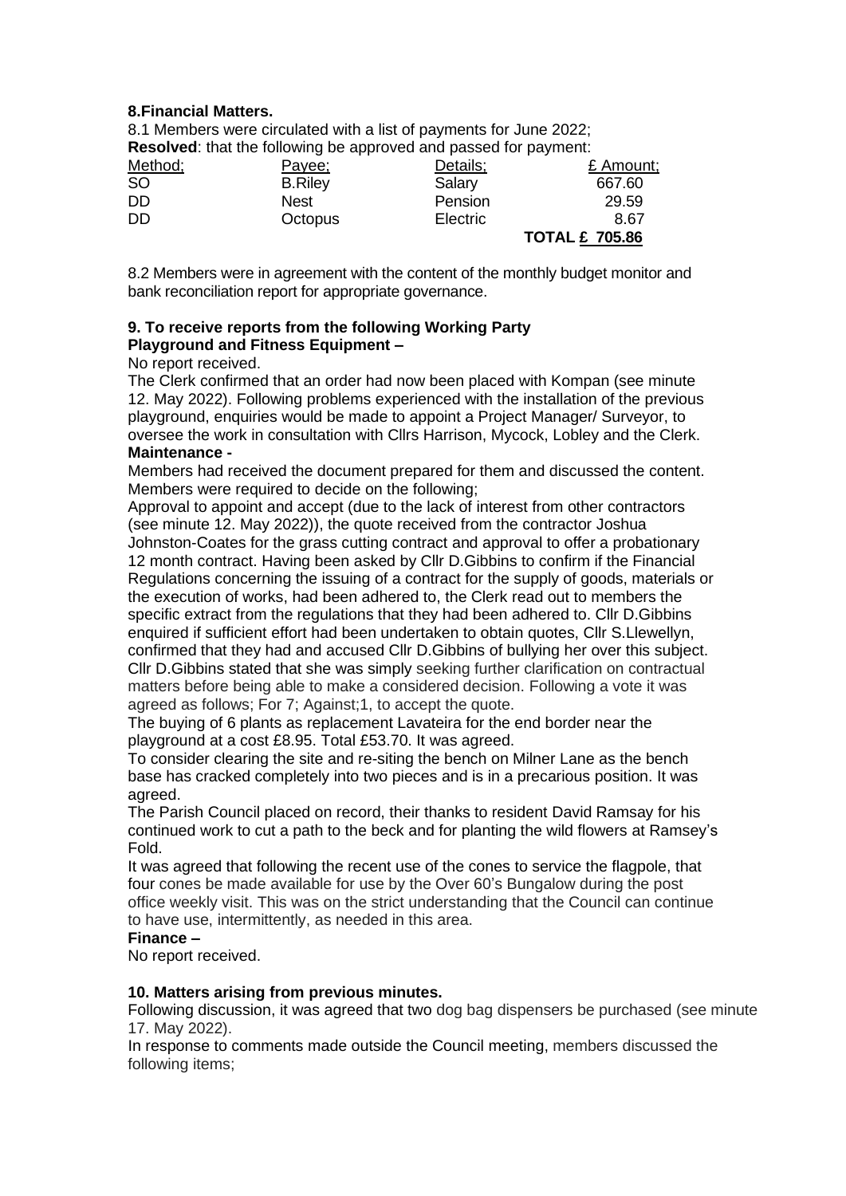**8.Financial Matters.**

8.1 Members were circulated with a list of payments for June 2022;

**Resolved**: that the following be approved and passed for payment:

| Method; | Payee; | Details; | £ Amount; |
|---|---|---|---|
| SO | B.Riley | Salary | 667.60 |
| DD | Nest | Pension | 29.59 |
| DD | Octopus | Electric | 8.67 |
| | | | **TOTAL £ 705.86** |

8.2 Members were in agreement with the content of the monthly budget monitor and bank reconciliation report for appropriate governance.

**9. To receive reports from the following Working Party**

**Playground and Fitness Equipment –**

No report received.

The Clerk confirmed that an order had now been placed with Kompan (see minute 12. May 2022). Following problems experienced with the installation of the previous playground, enquiries would be made to appoint a Project Manager/ Surveyor, to oversee the work in consultation with Cllrs Harrison, Mycock, Lobley and the Clerk.

**Maintenance -**

Members had received the document prepared for them and discussed the content. Members were required to decide on the following;

Approval to appoint and accept (due to the lack of interest from other contractors (see minute 12. May 2022)), the quote received from the contractor Joshua Johnston-Coates for the grass cutting contract and approval to offer a probationary 12 month contract. Having been asked by Cllr D.Gibbins to confirm if the Financial Regulations concerning the issuing of a contract for the supply of goods, materials or the execution of works, had been adhered to, the Clerk read out to members the specific extract from the regulations that they had been adhered to. Cllr D.Gibbins enquired if sufficient effort had been undertaken to obtain quotes, Cllr S.Llewellyn, confirmed that they had and accused Cllr D.Gibbins of bullying her over this subject. Cllr D.Gibbins stated that she was simply seeking further clarification on contractual matters before being able to make a considered decision. Following a vote it was agreed as follows; For 7; Against;1, to accept the quote.

The buying of 6 plants as replacement Lavateira for the end border near the playground at a cost £8.95. Total £53.70. It was agreed.

To consider clearing the site and re-siting the bench on Milner Lane as the bench base has cracked completely into two pieces and is in a precarious position. It was agreed.

The Parish Council placed on record, their thanks to resident David Ramsay for his continued work to cut a path to the beck and for planting the wild flowers at Ramsey's Fold.

It was agreed that following the recent use of the cones to service the flagpole, that four cones be made available for use by the Over 60's Bungalow during the post office weekly visit. This was on the strict understanding that the Council can continue to have use, intermittently, as needed in this area.

**Finance –**

No report received.

**10. Matters arising from previous minutes.**

Following discussion, it was agreed that two dog bag dispensers be purchased (see minute 17. May 2022).

In response to comments made outside the Council meeting, members discussed the following items;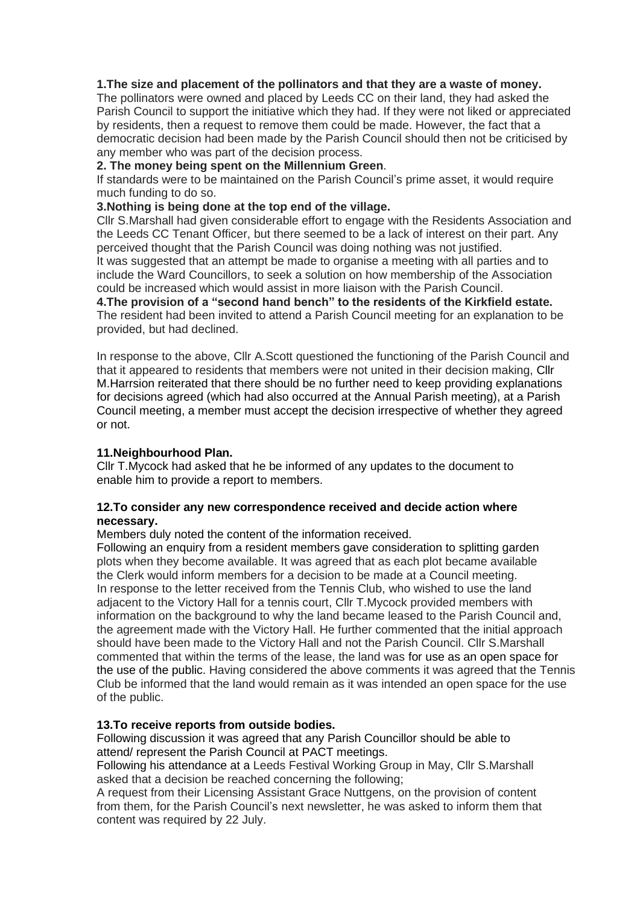**1.The size and placement of the pollinators and that they are a waste of money.**
The pollinators were owned and placed by Leeds CC on their land, they had asked the Parish Council to support the initiative which they had. If they were not liked or appreciated by residents, then a request to remove them could be made. However, the fact that a democratic decision had been made by the Parish Council should then not be criticised by any member who was part of the decision process.

**2. The money being spent on the Millennium Green**.
If standards were to be maintained on the Parish Council's prime asset, it would require much funding to do so.

**3.Nothing is being done at the top end of the village.**
Cllr S.Marshall had given considerable effort to engage with the Residents Association and the Leeds CC Tenant Officer, but there seemed to be a lack of interest on their part. Any perceived thought that the Parish Council was doing nothing was not justified.
It was suggested that an attempt be made to organise a meeting with all parties and to include the Ward Councillors, to seek a solution on how membership of the Association could be increased which would assist in more liaison with the Parish Council.

**4.The provision of a "second hand bench" to the residents of the Kirkfield estate.**
The resident had been invited to attend a Parish Council meeting for an explanation to be provided, but had declined.

In response to the above, Cllr A.Scott questioned the functioning of the Parish Council and that it appeared to residents that members were not united in their decision making, Cllr M.Harrsion reiterated that there should be no further need to keep providing explanations for decisions agreed (which had also occurred at the Annual Parish meeting), at a Parish Council meeting, a member must accept the decision irrespective of whether they agreed or not.

**11.Neighbourhood Plan.**
Cllr T.Mycock had asked that he be informed of any updates to the document to enable him to provide a report to members.

**12.To consider any new correspondence received and decide action where necessary.**
Members duly noted the content of the information received.
Following an enquiry from a resident members gave consideration to splitting garden plots when they become available. It was agreed that as each plot became available the Clerk would inform members for a decision to be made at a Council meeting.
In response to the letter received from the Tennis Club, who wished to use the land adjacent to the Victory Hall for a tennis court, Cllr T.Mycock provided members with information on the background to why the land became leased to the Parish Council and, the agreement made with the Victory Hall. He further commented that the initial approach should have been made to the Victory Hall and not the Parish Council. Cllr S.Marshall commented that within the terms of the lease, the land was for use as an open space for the use of the public. Having considered the above comments it was agreed that the Tennis Club be informed that the land would remain as it was intended an open space for the use of the public.

**13.To receive reports from outside bodies.**
Following discussion it was agreed that any Parish Councillor should be able to attend/ represent the Parish Council at PACT meetings.
Following his attendance at a Leeds Festival Working Group in May, Cllr S.Marshall asked that a decision be reached concerning the following;
A request from their Licensing Assistant Grace Nuttgens, on the provision of content from them, for the Parish Council's next newsletter, he was asked to inform them that content was required by 22 July.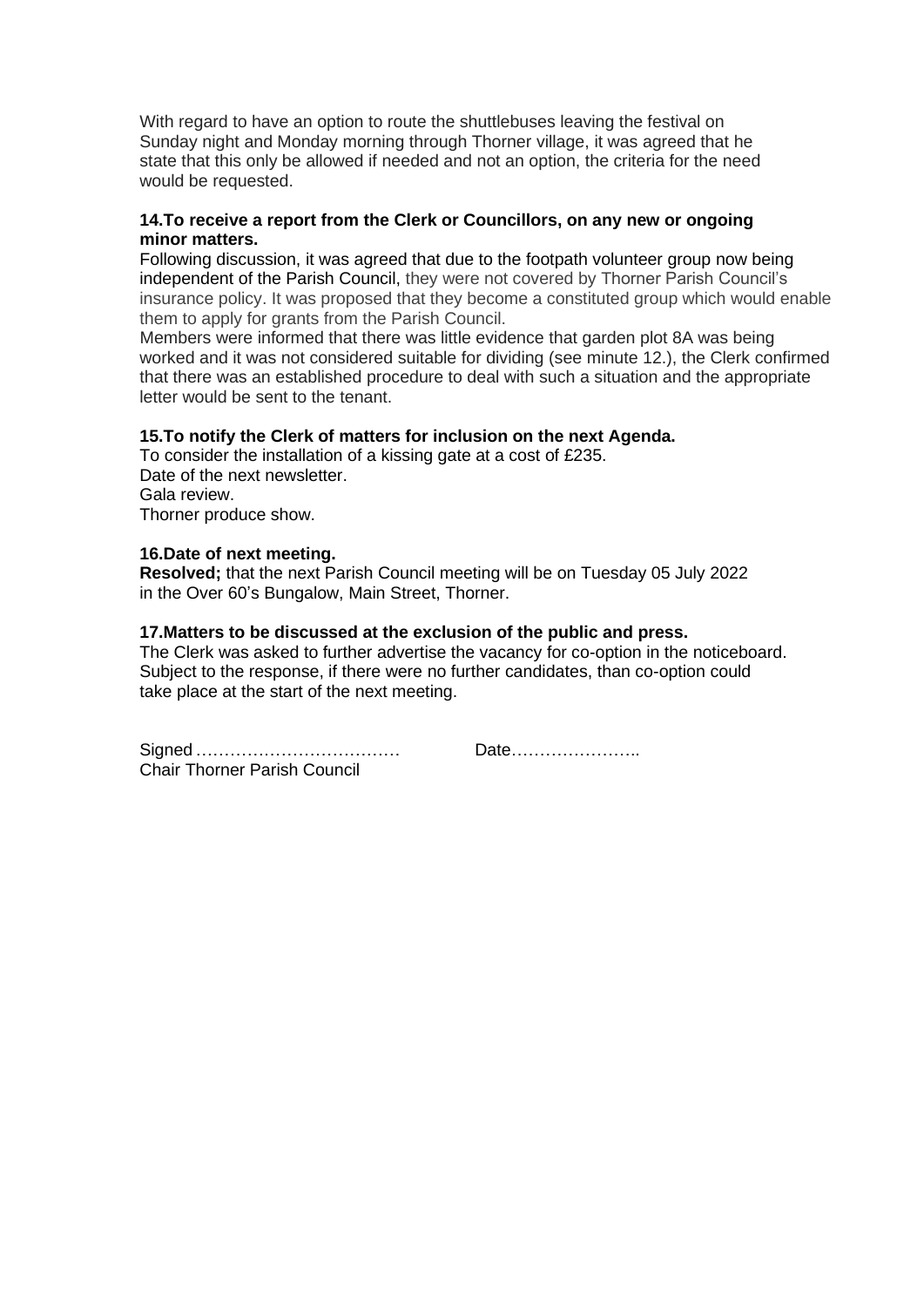With regard to have an option to route the shuttlebuses leaving the festival on Sunday night and Monday morning through Thorner village, it was agreed that he state that this only be allowed if needed and not an option, the criteria for the need would be requested.

**14.To receive a report from the Clerk or Councillors, on any new or ongoing minor matters.**

Following discussion, it was agreed that due to the footpath volunteer group now being independent of the Parish Council, they were not covered by Thorner Parish Council's insurance policy. It was proposed that they become a constituted group which would enable them to apply for grants from the Parish Council.

Members were informed that there was little evidence that garden plot 8A was being worked and it was not considered suitable for dividing (see minute 12.), the Clerk confirmed that there was an established procedure to deal with such a situation and the appropriate letter would be sent to the tenant.

**15.To notify the Clerk of matters for inclusion on the next Agenda.**

To consider the installation of a kissing gate at a cost of £235.
Date of the next newsletter.
Gala review.
Thorner produce show.

**16.Date of next meeting.**

**Resolved;** that the next Parish Council meeting will be on Tuesday 05 July 2022 in the Over 60's Bungalow, Main Street, Thorner.

**17.Matters to be discussed at the exclusion of the public and press.**

The Clerk was asked to further advertise the vacancy for co-option in the noticeboard. Subject to the response, if there were no further candidates, than co-option could take place at the start of the next meeting.

Signed ……………………………… Date…………………..
Chair Thorner Parish Council